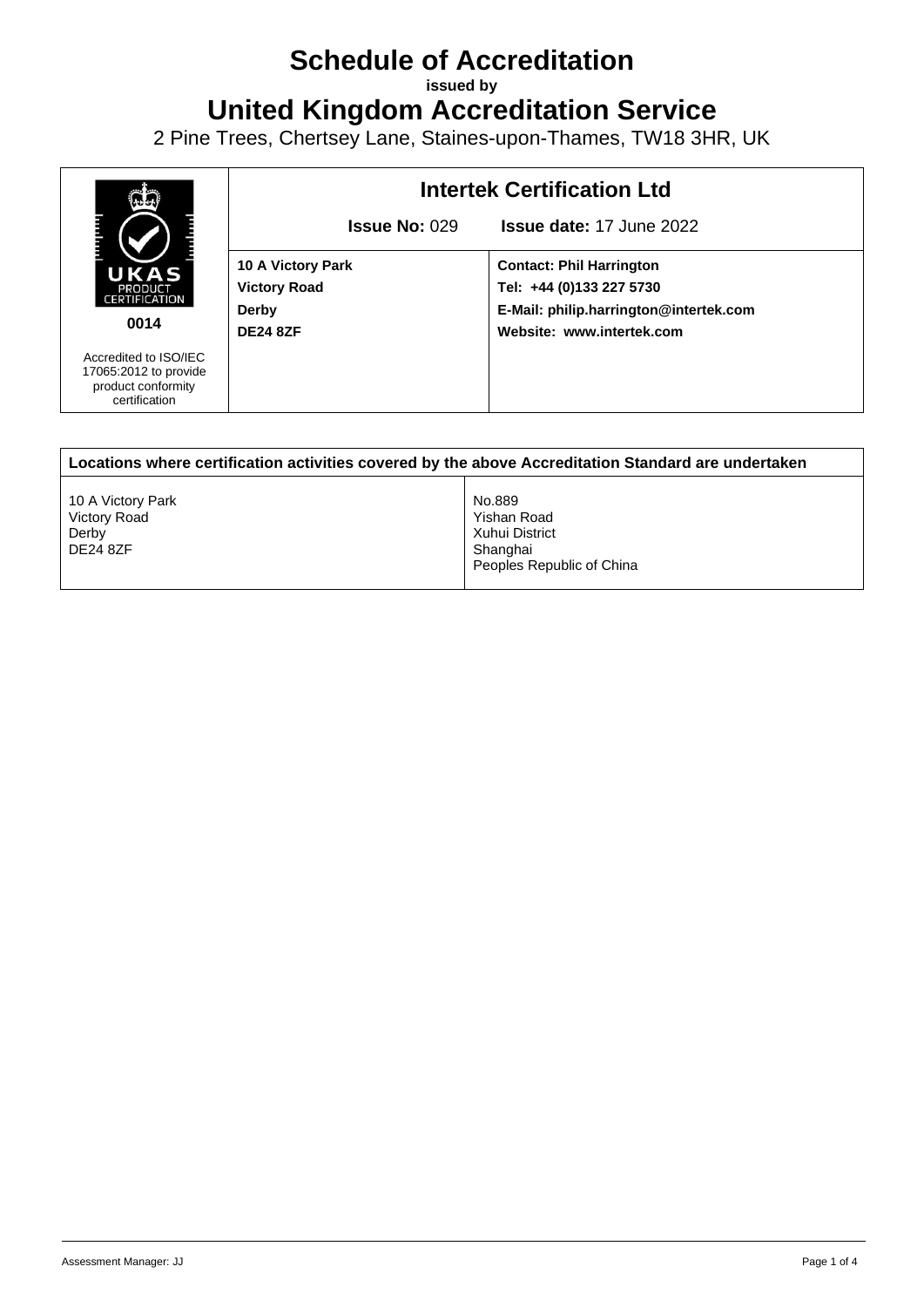# Schedule of Accreditation

**issued by**

# United Kingdom Accreditation Service

2 Pine Trees, Chertsey Lane, Staines-upon-Thames, TW18 3HR, UK

| UKAS PRODUCT CERTIFICATION **0014** Accredited to ISO/IEC 17065:2012 to provide product conformity certification | **Intertek Certification Ltd** **Issue No:** 029 **Issue date:** 17 June 2022 | |
|---|---|---|
| | **10 A Victory Park** **Victory Road** **Derby** **DE24 8ZF** | **Contact: Phil Harrington** **Tel: +44 (0)133 227 5730** **E-Mail: philip.harrington@intertek.com** **Website: www.intertek.com** |

| **Locations where certification activities covered by the above Accreditation Standard are undertaken** | |
|---|---|
| 10 A Victory Park<br>Victory Road<br>Derby<br>DE24 8ZF | No.889<br>Yishan Road<br>Xuhui District<br>Shanghai<br>Peoples Republic of China |

Assessment Manager: JJ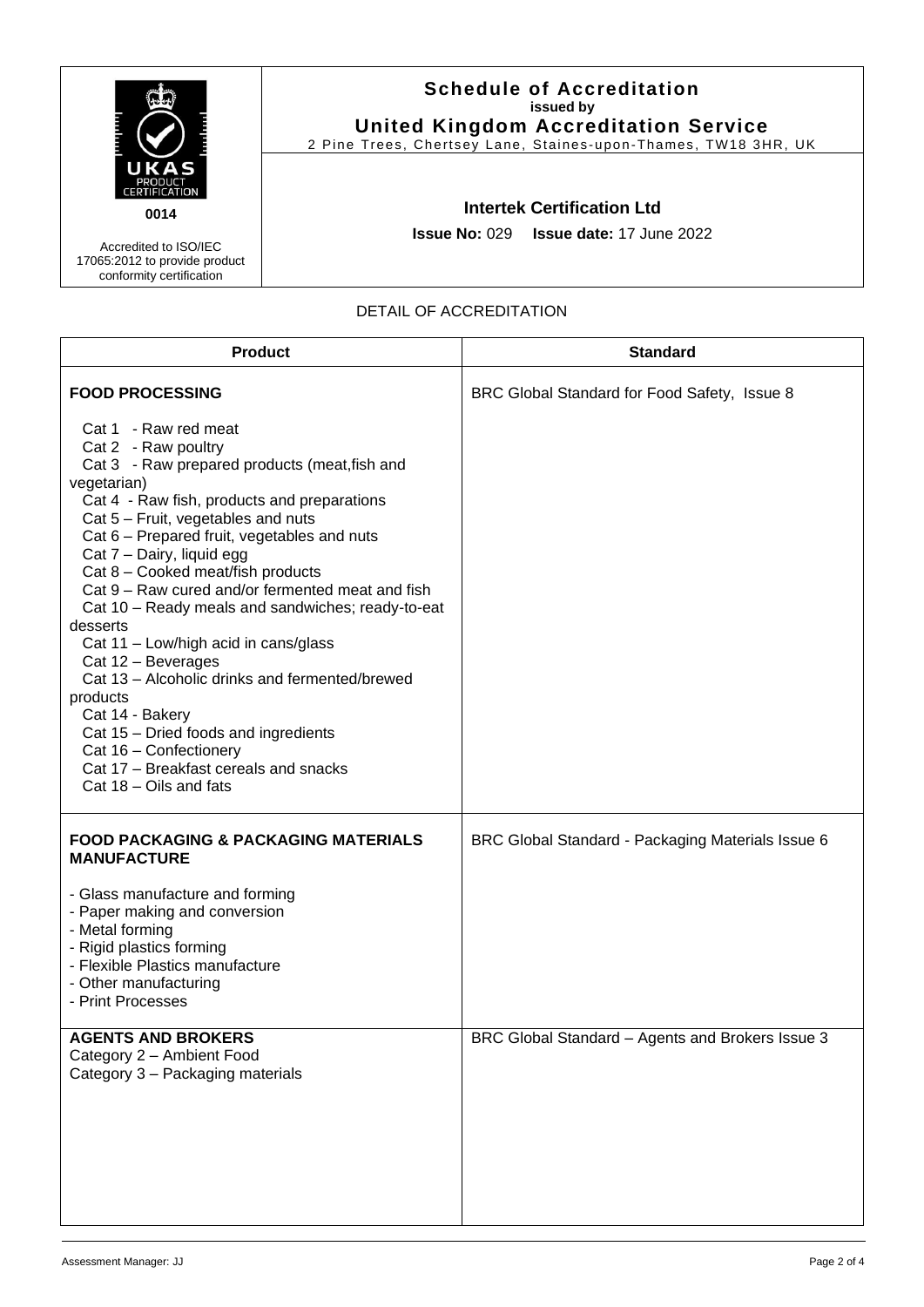**Schedule of Accreditation**
**issued by**
**United Kingdom Accreditation Service**
2 Pine Trees, Chertsey Lane, Staines-upon-Thames, TW18 3HR, UK

UKAS PRODUCT CERTIFICATION
**0014**

Accredited to ISO/IEC 17065:2012 to provide product conformity certification

**Intertek Certification Ltd**

**Issue No:** 029 **Issue date:** 17 June 2022

DETAIL OF ACCREDITATION

| Product | Standard |
|---|---|
| **FOOD PROCESSING**<br><br>Cat 1 - Raw red meat<br>Cat 2 - Raw poultry<br>Cat 3 - Raw prepared products (meat,fish and vegetarian)<br>Cat 4 - Raw fish, products and preparations<br>Cat 5 – Fruit, vegetables and nuts<br>Cat 6 – Prepared fruit, vegetables and nuts<br>Cat 7 – Dairy, liquid egg<br>Cat 8 – Cooked meat/fish products<br>Cat 9 – Raw cured and/or fermented meat and fish<br>Cat 10 – Ready meals and sandwiches; ready-to-eat desserts<br>Cat 11 – Low/high acid in cans/glass<br>Cat 12 – Beverages<br>Cat 13 – Alcoholic drinks and fermented/brewed products<br>Cat 14 - Bakery<br>Cat 15 – Dried foods and ingredients<br>Cat 16 – Confectionery<br>Cat 17 – Breakfast cereals and snacks<br>Cat 18 – Oils and fats | BRC Global Standard for Food Safety, Issue 8 |
| **FOOD PACKAGING & PACKAGING MATERIALS MANUFACTURE**<br><br>- Glass manufacture and forming<br>- Paper making and conversion<br>- Metal forming<br>- Rigid plastics forming<br>- Flexible Plastics manufacture<br>- Other manufacturing<br>- Print Processes | BRC Global Standard - Packaging Materials Issue 6 |
| **AGENTS AND BROKERS**<br>Category 2 – Ambient Food<br>Category 3 – Packaging materials | BRC Global Standard – Agents and Brokers Issue 3 |

Assessment Manager: JJ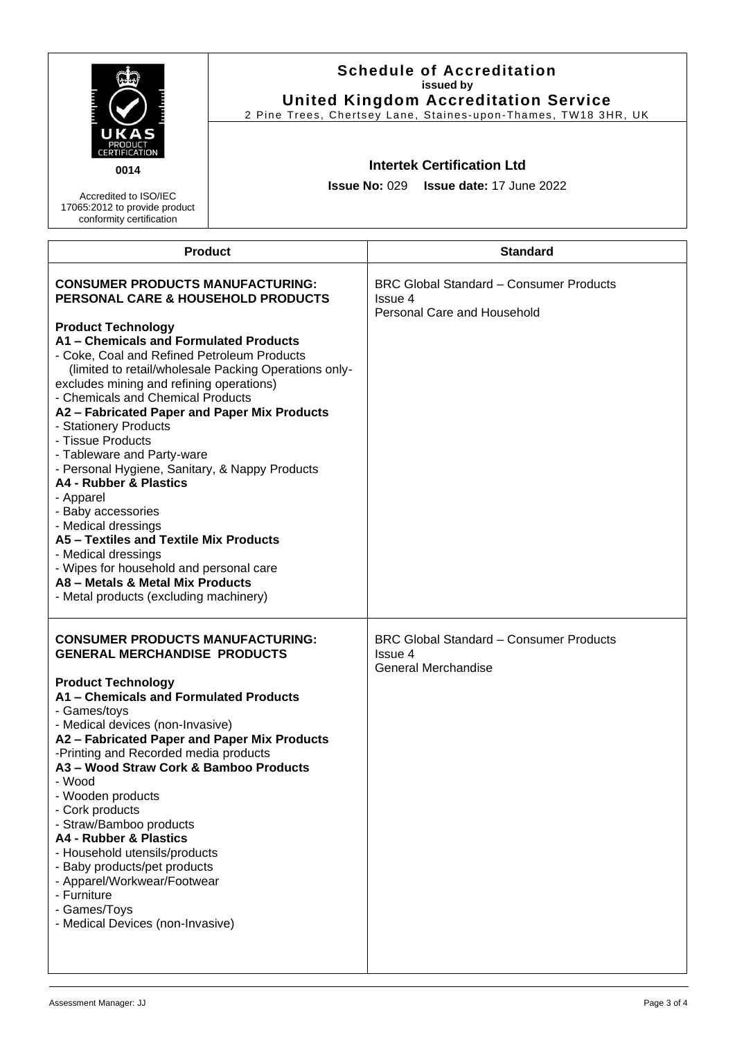# Schedule of Accreditation

**issued by**

**United Kingdom Accreditation Service**

2 Pine Trees, Chertsey Lane, Staines-upon-Thames, TW18 3HR, UK

UKAS PRODUCT CERTIFICATION

0014

Accredited to ISO/IEC 17065:2012 to provide product conformity certification

**Intertek Certification Ltd**

**Issue No:** 029 **Issue date:** 17 June 2022

| Product | Standard |
|---|---|
| **CONSUMER PRODUCTS MANUFACTURING: PERSONAL CARE & HOUSEHOLD PRODUCTS**<br><br>**Product Technology**<br>**A1 – Chemicals and Formulated Products**<br>- Coke, Coal and Refined Petroleum Products (limited to retail/wholesale Packing Operations only- excludes mining and refining operations)<br>- Chemicals and Chemical Products<br>**A2 – Fabricated Paper and Paper Mix Products**<br>- Stationery Products<br>- Tissue Products<br>- Tableware and Party-ware<br>- Personal Hygiene, Sanitary, & Nappy Products<br>**A4 - Rubber & Plastics**<br>- Apparel<br>- Baby accessories<br>- Medical dressings<br>**A5 – Textiles and Textile Mix Products**<br>- Medical dressings<br>- Wipes for household and personal care<br>**A8 – Metals & Metal Mix Products**<br>- Metal products (excluding machinery) | BRC Global Standard – Consumer Products Issue 4<br>Personal Care and Household |
| **CONSUMER PRODUCTS MANUFACTURING: GENERAL MERCHANDISE PRODUCTS**<br><br>**Product Technology**<br>**A1 – Chemicals and Formulated Products**<br>- Games/toys<br>- Medical devices (non-Invasive)<br>**A2 – Fabricated Paper and Paper Mix Products**<br>-Printing and Recorded media products<br>**A3 – Wood Straw Cork & Bamboo Products**<br>- Wood<br>- Wooden products<br>- Cork products<br>- Straw/Bamboo products<br>**A4 - Rubber & Plastics**<br>- Household utensils/products<br>- Baby products/pet products<br>- Apparel/Workwear/Footwear<br>- Furniture<br>- Games/Toys<br>- Medical Devices (non-Invasive) | BRC Global Standard – Consumer Products Issue 4<br>General Merchandise |

Assessment Manager: JJ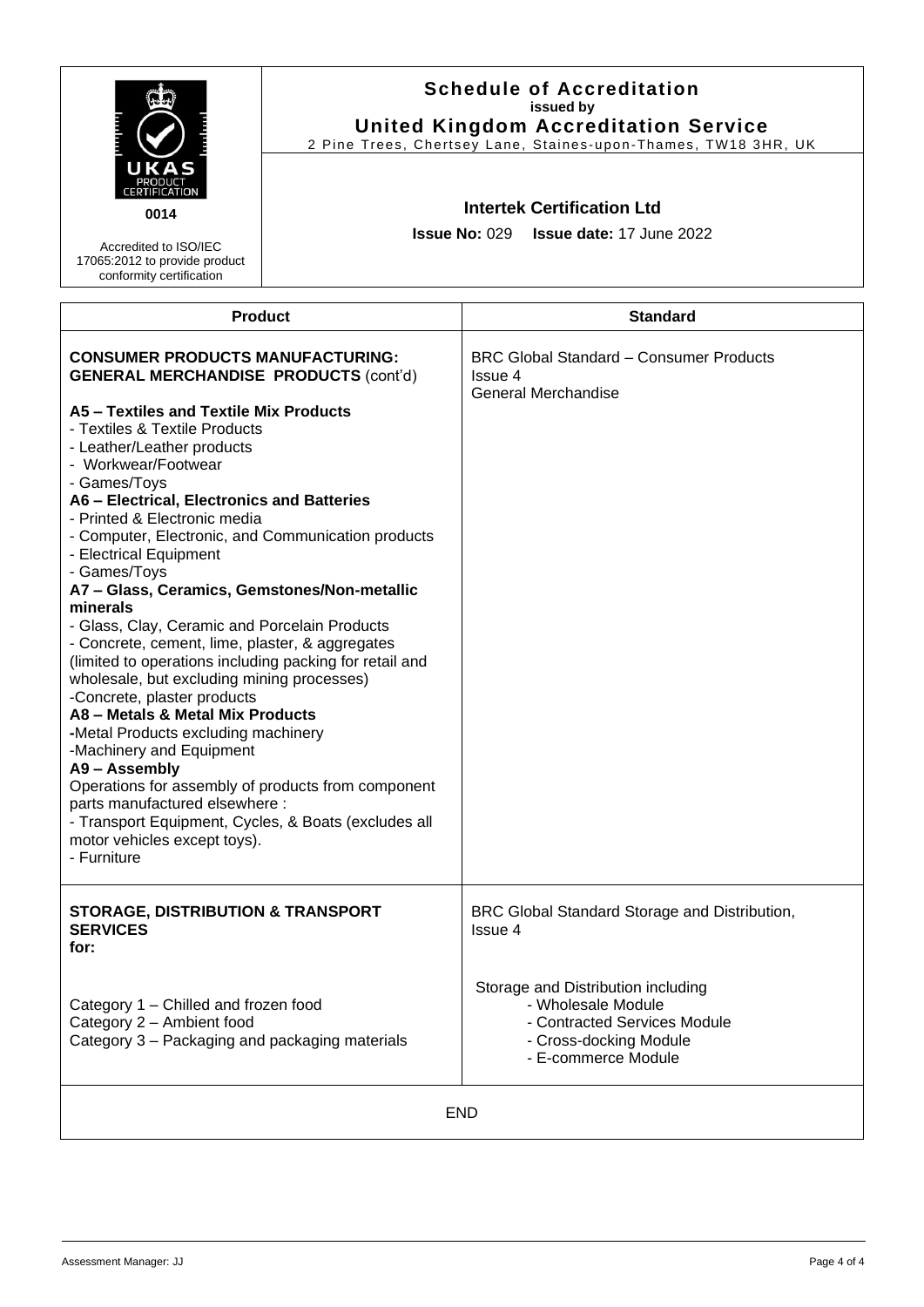**Schedule of Accreditation**
**issued by**
**United Kingdom Accreditation Service**
2 Pine Trees, Chertsey Lane, Staines-upon-Thames, TW18 3HR, UK

UKAS PRODUCT CERTIFICATION
0014

Accredited to ISO/IEC 17065:2012 to provide product conformity certification

**Intertek Certification Ltd**

**Issue No:** 029 **Issue date:** 17 June 2022

| Product | Standard |
|---|---|
| **CONSUMER PRODUCTS MANUFACTURING: GENERAL MERCHANDISE PRODUCTS** (cont'd)<br><br>**A5 – Textiles and Textile Mix Products**<br>- Textiles & Textile Products<br>- Leather/Leather products<br>- Workwear/Footwear<br>- Games/Toys<br>**A6 – Electrical, Electronics and Batteries**<br>- Printed & Electronic media<br>- Computer, Electronic, and Communication products<br>- Electrical Equipment<br>- Games/Toys<br>**A7 – Glass, Ceramics, Gemstones/Non-metallic minerals**<br>- Glass, Clay, Ceramic and Porcelain Products<br>- Concrete, cement, lime, plaster, & aggregates (limited to operations including packing for retail and wholesale, but excluding mining processes)<br>-Concrete, plaster products<br>**A8 – Metals & Metal Mix Products**<br>-Metal Products excluding machinery<br>-Machinery and Equipment<br>**A9 – Assembly**<br>Operations for assembly of products from component parts manufactured elsewhere :<br>- Transport Equipment, Cycles, & Boats (excludes all motor vehicles except toys).<br>- Furniture | BRC Global Standard – Consumer Products Issue 4<br>General Merchandise |
| **STORAGE, DISTRIBUTION & TRANSPORT SERVICES for:**<br><br>Category 1 – Chilled and frozen food<br>Category 2 – Ambient food<br>Category 3 – Packaging and packaging materials | BRC Global Standard Storage and Distribution, Issue 4<br><br>Storage and Distribution including<br>- Wholesale Module<br>- Contracted Services Module<br>- Cross-docking Module<br>- E-commerce Module |

END

Assessment Manager: JJ